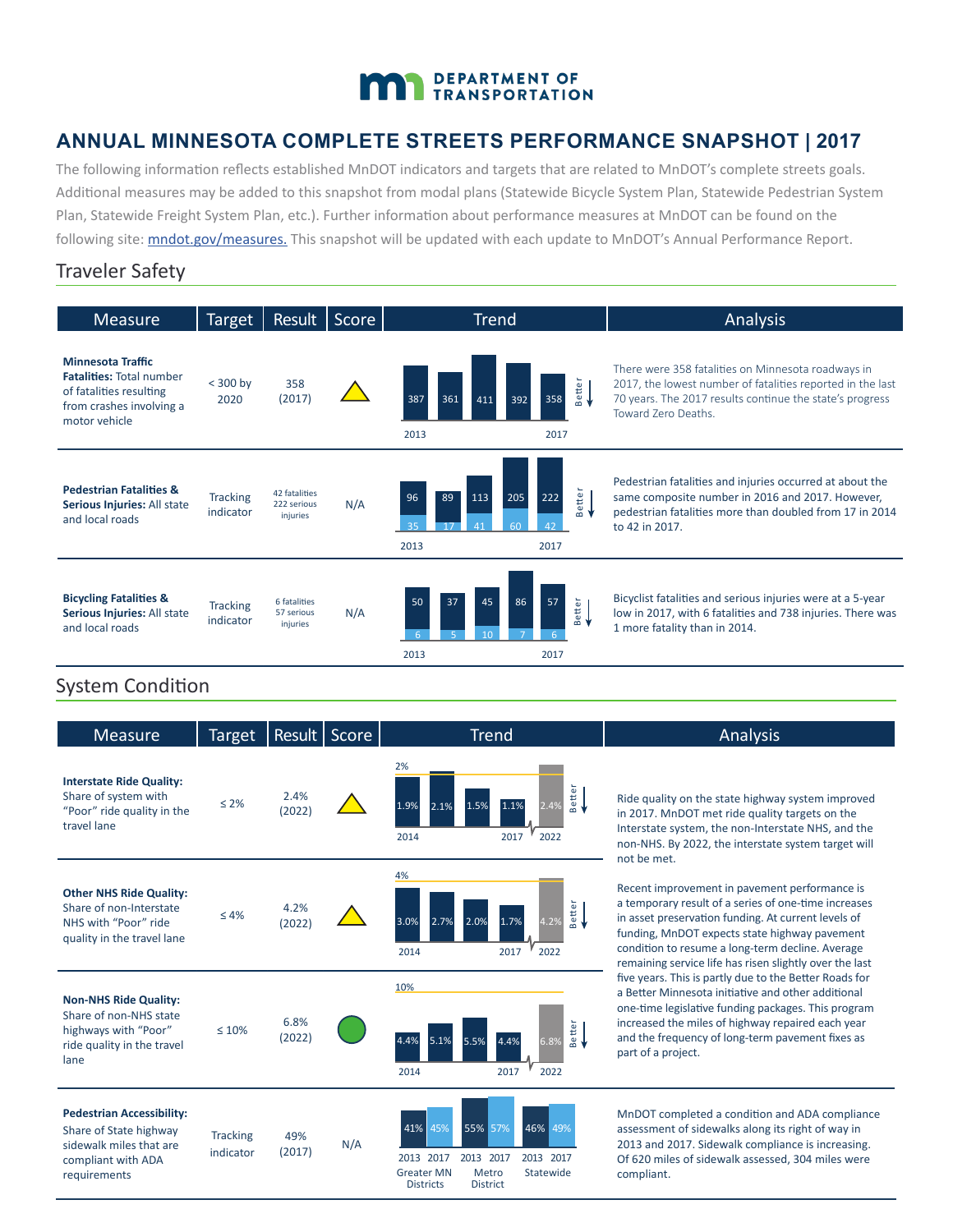DEPARTMENT OF TRANSPORTATION

# ANNUAL MINNESOTA COMPLETE STREETS PERFORMANCE SNAPSHOT | 2017

The following information reflects established MnDOT indicators and targets that are related to MnDOT's complete streets goals. Additional measures may be added to this snapshot from modal plans (Statewide Bicycle System Plan, Statewide Pedestrian System Plan, Statewide Freight System Plan, etc.). Further information about performance measures at MnDOT can be found on the following site: [mndot.gov/measures.](mndot.gov/measures) This snapshot will be updated with each update to MnDOT's Annual Performance Report.

## Traveler Safety

| Measure | Target | Result | Score | Trend | Analysis |
|---|---|---|---|---|---|
| **Minnesota Traffic Fatalities:** Total number of fatalities resulting from crashes involving a motor vehicle | < 300 by 2020 | 358 (2017) | Yellow triangle | 2013: 387; 361; 411; 392; 2017: 358 (Better ↓) | There were 358 fatalities on Minnesota roadways in 2017, the lowest number of fatalities reported in the last 70 years. The 2017 results continue the state's progress Toward Zero Deaths. |
| **Pedestrian Fatalities & Serious Injuries:** All state and local roads | Tracking indicator | 42 fatalities 222 serious injuries | N/A | Serious injuries (fatalities): 2013: 96 (35); 89 (17); 113 (41); 205 (60); 2017: 222 (42) (Better ↓) | Pedestrian fatalities and injuries occurred at about the same composite number in 2016 and 2017. However, pedestrian fatalities more than doubled from 17 in 2014 to 42 in 2017. |
| **Bicycling Fatalities & Serious Injuries:** All state and local roads | Tracking indicator | 6 fatalities 57 serious injuries | N/A | Serious injuries (fatalities): 2013: 50 (6); 37 (5); 45 (10); 86 (7); 2017: 57 (6) (Better ↓) | Bicyclist fatalities and serious injuries were at a 5-year low in 2017, with 6 fatalities and 738 injuries. There was 1 more fatality than in 2014. |

## System Condition

| Measure | Target | Result | Score | Trend | Analysis |
|---|---|---|---|---|---|
| **Interstate Ride Quality:** Share of system with "Poor" ride quality in the travel lane | ≤ 2% | 2.4% (2022) | Yellow triangle | Target line 2%; 2014: 1.9%; 2.1%; 1.5%; 2017: 1.1%; 2022: 2.4% (Better ↓) | Ride quality on the state highway system improved in 2017. MnDOT met ride quality targets on the Interstate system, the non-Interstate NHS, and the non-NHS. By 2022, the interstate system target will not be met. |
| **Other NHS Ride Quality:** Share of non-Interstate NHS with "Poor" ride quality in the travel lane | ≤ 4% | 4.2% (2022) | Yellow triangle | Target line 4%; 2014: 3.0%; 2.7%; 2.0%; 2017: 1.7%; 2022: 4.2% (Better ↓) | Recent improvement in pavement performance is a temporary result of a series of one-time increases in asset preservation funding. At current levels of funding, MnDOT expects state highway pavement condition to resume a long-term decline. Average remaining service life has risen slightly over the last five years. This is partly due to the Better Roads for a Better Minnesota initiative and other additional one-time legislative funding packages. This program increased the miles of highway repaired each year and the frequency of long-term pavement fixes as part of a project. |
| **Non-NHS Ride Quality:** Share of non-NHS state highways with "Poor" ride quality in the travel lane | ≤ 10% | 6.8% (2022) | Green circle | Target line 10%; 2014: 4.4%; 5.1%; 5.5%; 2017: 4.4%; 2022: 6.8% (Better ↓) | |
| **Pedestrian Accessibility:** Share of State highway sidewalk miles that are compliant with ADA requirements | Tracking indicator | 49% (2017) | N/A | Greater MN Districts: 2013: 41%, 2017: 45%; Metro District: 2013: 55%, 2017: 57%; Statewide: 2013: 46%, 2017: 49% | MnDOT completed a condition and ADA compliance assessment of sidewalks along its right of way in 2013 and 2017. Sidewalk compliance is increasing. Of 620 miles of sidewalk assessed, 304 miles were compliant. |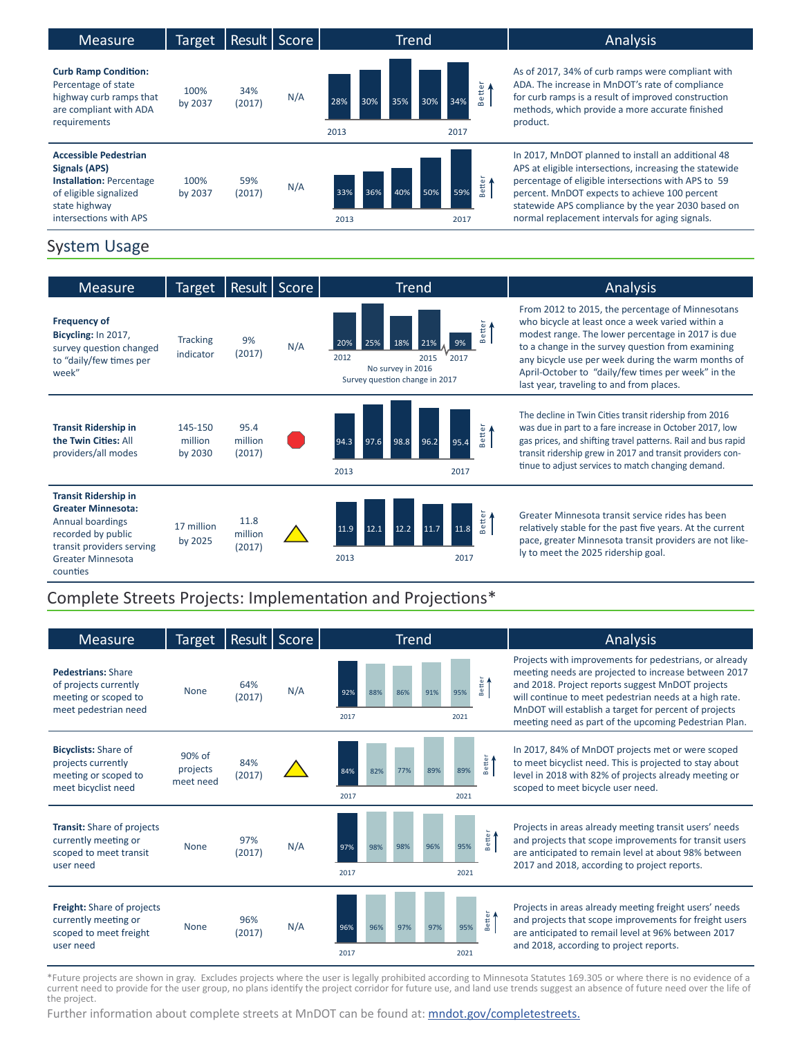| Measure | Target | Result | Score | Trend | Analysis |
|---|---|---|---|---|---|
| **Curb Ramp Condition:** Percentage of state highway curb ramps that are compliant with ADA requirements | 100% by 2037 | 34% (2017) | N/A | 28% 30% 35% 30% 34% 2013 2017 Better | As of 2017, 34% of curb ramps were compliant with ADA. The increase in MnDOT's rate of compliance for curb ramps is a result of improved construction methods, which provide a more accurate finished product. |
| **Accessible Pedestrian Signals (APS) Installation:** Percentage of eligible signalized state highway intersections with APS | 100% by 2037 | 59% (2017) | N/A | 33% 36% 40% 50% 59% 2013 2017 Better | In 2017, MnDOT planned to install an additional 48 APS at eligible intersections, increasing the statewide percentage of eligible intersections with APS to 59 percent. MnDOT expects to achieve 100 percent statewide APS compliance by the year 2030 based on normal replacement intervals for aging signals. |

## System Usage

| Measure | Target | Result | Score | Trend | Analysis |
|---|---|---|---|---|---|
| **Frequency of Bicycling:** In 2017, survey question changed to "daily/few times per week" | Tracking indicator | 9% (2017) | N/A | 20% 25% 18% 21% 9% 2012 2015 2017 No survey in 2016 Survey question change in 2017 Better | From 2012 to 2015, the percentage of Minnesotans who bicycle at least once a week varied within a modest range. The lower percentage in 2017 is due to a change in the survey question from examining any bicycle use per week during the warm months of April-October to "daily/few times per week" in the last year, traveling to and from places. |
| **Transit Ridership in the Twin Cities:** All providers/all modes | 145-150 million by 2030 | 95.4 million (2017) | | 94.3 97.6 98.8 96.2 95.4 2013 2017 Better | The decline in Twin Cities transit ridership from 2016 was due in part to a fare increase in October 2017, low gas prices, and shifting travel patterns. Rail and bus rapid transit ridership grew in 2017 and transit providers continue to adjust services to match changing demand. |
| **Transit Ridership in Greater Minnesota:** Annual boardings recorded by public transit providers serving Greater Minnesota counties | 17 million by 2025 | 11.8 million (2017) | | 11.9 12.1 12.2 11.7 11.8 2013 2017 Better | Greater Minnesota transit service rides has been relatively stable for the past five years. At the current pace, greater Minnesota transit providers are not likely to meet the 2025 ridership goal. |

## Complete Streets Projects: Implementation and Projections*

| Measure | Target | Result | Score | Trend | Analysis |
|---|---|---|---|---|---|
| **Pedestrians:** Share of projects currently meeting or scoped to meet pedestrian need | None | 64% (2017) | N/A | 92% 88% 86% 91% 95% 2017 2021 Better | Projects with improvements for pedestrians, or already meeting needs are projected to increase between 2017 and 2018. Project reports suggest MnDOT projects will continue to meet pedestrian needs at a high rate. MnDOT will establish a target for percent of projects meeting need as part of the upcoming Pedestrian Plan. |
| **Bicyclists:** Share of projects currently meeting or scoped to meet bicyclist need | 90% of projects meet need | 84% (2017) | | 84% 82% 77% 89% 89% 2017 2021 Better | In 2017, 84% of MnDOT projects met or were scoped to meet bicyclist need. This is projected to stay about level in 2018 with 82% of projects already meeting or scoped to meet bicycle user need. |
| **Transit:** Share of projects currently meeting or scoped to meet transit user need | None | 97% (2017) | N/A | 97% 98% 98% 96% 95% 2017 2021 Better | Projects in areas already meeting transit users' needs and projects that scope improvements for transit users are anticipated to remain level at about 98% between 2017 and 2018, according to project reports. |
| **Freight:** Share of projects currently meeting or scoped to meet freight user need | None | 96% (2017) | N/A | 96% 96% 97% 97% 95% 2017 2021 Better | Projects in areas already meeting freight users' needs and projects that scope improvements for freight users are anticipated to remail level at 96% between 2017 and 2018, according to project reports. |

*Future projects are shown in gray. Excludes projects where the user is legally prohibited according to Minnesota Statutes 169.305 or where there is no evidence of a current need to provide for the user group, no plans identify the project corridor for future use, and land use trends suggest an absence of future need over the life of the project.

Further information about complete streets at MnDOT can be found at: mndot.gov/completestreets.